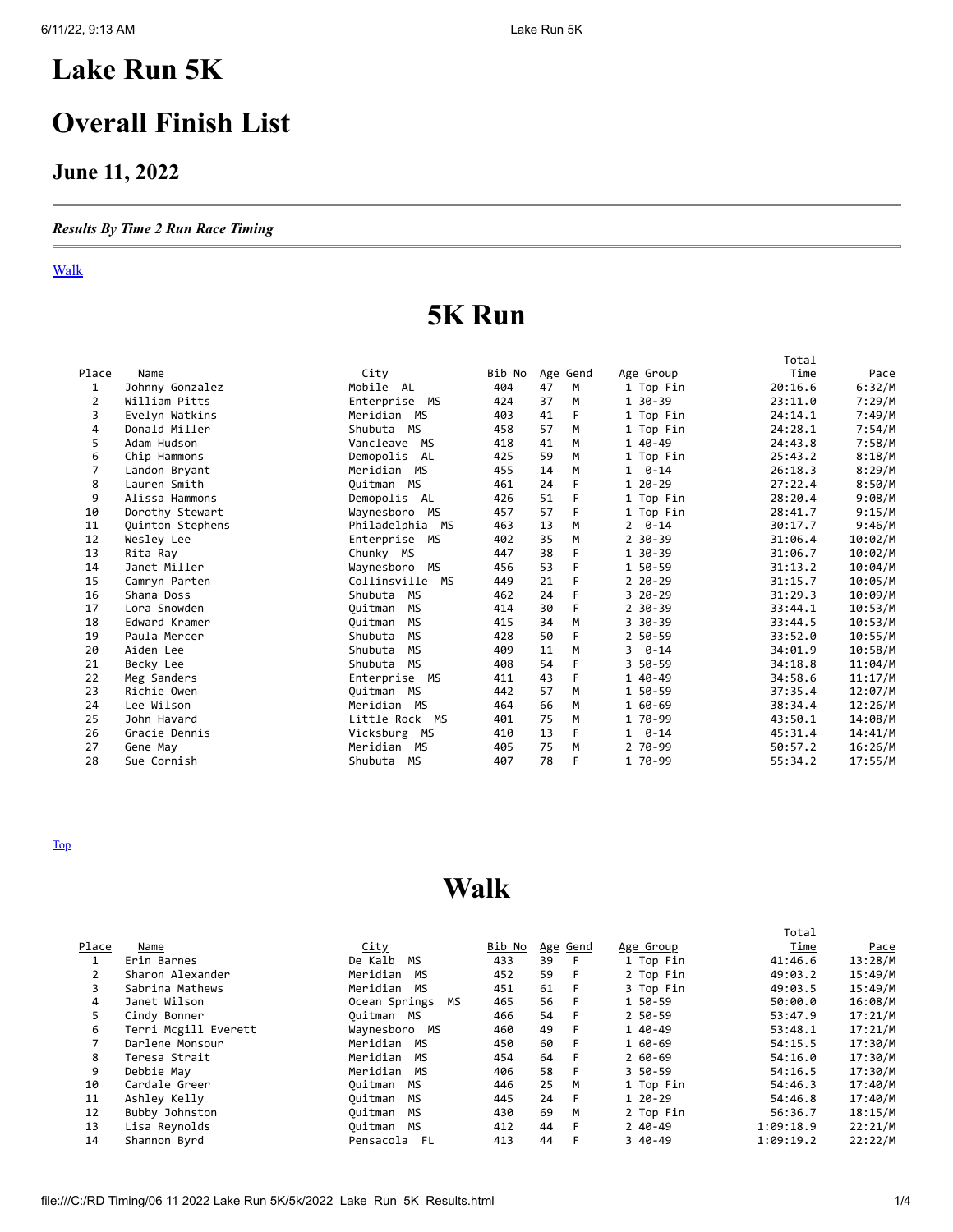# Lake Run 5K

# Overall Finish List

## June 11, 2022

---

***Results By Time 2 Run Race Timing***

---

Walk

# 5K Run

| Place | Name | City | Bib No | Age | Gend | Age Group | Total Time | Pace |
|---|---|---|---|---|---|---|---|---|
| 1 | Johnny Gonzalez | Mobile AL | 404 | 47 | M | 1 Top Fin | 20:16.6 | 6:32/M |
| 2 | William Pitts | Enterprise MS | 424 | 37 | M | 1 30-39 | 23:11.0 | 7:29/M |
| 3 | Evelyn Watkins | Meridian MS | 403 | 41 | F | 1 Top Fin | 24:14.1 | 7:49/M |
| 4 | Donald Miller | Shubuta MS | 458 | 57 | M | 1 Top Fin | 24:28.1 | 7:54/M |
| 5 | Adam Hudson | Vancleave MS | 418 | 41 | M | 1 40-49 | 24:43.8 | 7:58/M |
| 6 | Chip Hammons | Demopolis AL | 425 | 59 | M | 1 Top Fin | 25:43.2 | 8:18/M |
| 7 | Landon Bryant | Meridian MS | 455 | 14 | M | 1 0-14 | 26:18.3 | 8:29/M |
| 8 | Lauren Smith | Quitman MS | 461 | 24 | F | 1 20-29 | 27:22.4 | 8:50/M |
| 9 | Alissa Hammons | Demopolis AL | 426 | 51 | F | 1 Top Fin | 28:20.4 | 9:08/M |
| 10 | Dorothy Stewart | Waynesboro MS | 457 | 57 | F | 1 Top Fin | 28:41.7 | 9:15/M |
| 11 | Quinton Stephens | Philadelphia MS | 463 | 13 | M | 2 0-14 | 30:17.7 | 9:46/M |
| 12 | Wesley Lee | Enterprise MS | 402 | 35 | M | 2 30-39 | 31:06.4 | 10:02/M |
| 13 | Rita Ray | Chunky MS | 447 | 38 | F | 1 30-39 | 31:06.7 | 10:02/M |
| 14 | Janet Miller | Waynesboro MS | 456 | 53 | F | 1 50-59 | 31:13.2 | 10:04/M |
| 15 | Camryn Parten | Collinsville MS | 449 | 21 | F | 2 20-29 | 31:15.7 | 10:05/M |
| 16 | Shana Doss | Shubuta MS | 462 | 24 | F | 3 20-29 | 31:29.3 | 10:09/M |
| 17 | Lora Snowden | Quitman MS | 414 | 30 | F | 2 30-39 | 33:44.1 | 10:53/M |
| 18 | Edward Kramer | Quitman MS | 415 | 34 | M | 3 30-39 | 33:44.5 | 10:53/M |
| 19 | Paula Mercer | Shubuta MS | 428 | 50 | F | 2 50-59 | 33:52.0 | 10:55/M |
| 20 | Aiden Lee | Shubuta MS | 409 | 11 | M | 3 0-14 | 34:01.9 | 10:58/M |
| 21 | Becky Lee | Shubuta MS | 408 | 54 | F | 3 50-59 | 34:18.8 | 11:04/M |
| 22 | Meg Sanders | Enterprise MS | 411 | 43 | F | 1 40-49 | 34:58.6 | 11:17/M |
| 23 | Richie Owen | Quitman MS | 442 | 57 | M | 1 50-59 | 37:35.4 | 12:07/M |
| 24 | Lee Wilson | Meridian MS | 464 | 66 | M | 1 60-69 | 38:34.4 | 12:26/M |
| 25 | John Havard | Little Rock MS | 401 | 75 | M | 1 70-99 | 43:50.1 | 14:08/M |
| 26 | Gracie Dennis | Vicksburg MS | 410 | 13 | F | 1 0-14 | 45:31.4 | 14:41/M |
| 27 | Gene May | Meridian MS | 405 | 75 | M | 2 70-99 | 50:57.2 | 16:26/M |
| 28 | Sue Cornish | Shubuta MS | 407 | 78 | F | 1 70-99 | 55:34.2 | 17:55/M |

Top

# Walk

| Place | Name | City | Bib No | Age | Gend | Age Group | Total Time | Pace |
|---|---|---|---|---|---|---|---|---|
| 1 | Erin Barnes | De Kalb MS | 433 | 39 | F | 1 Top Fin | 41:46.6 | 13:28/M |
| 2 | Sharon Alexander | Meridian MS | 452 | 59 | F | 2 Top Fin | 49:03.2 | 15:49/M |
| 3 | Sabrina Mathews | Meridian MS | 451 | 61 | F | 3 Top Fin | 49:03.5 | 15:49/M |
| 4 | Janet Wilson | Ocean Springs MS | 465 | 56 | F | 1 50-59 | 50:00.0 | 16:08/M |
| 5 | Cindy Bonner | Quitman MS | 466 | 54 | F | 2 50-59 | 53:47.9 | 17:21/M |
| 6 | Terri Mcgill Everett | Waynesboro MS | 460 | 49 | F | 1 40-49 | 53:48.1 | 17:21/M |
| 7 | Darlene Monsour | Meridian MS | 450 | 60 | F | 1 60-69 | 54:15.5 | 17:30/M |
| 8 | Teresa Strait | Meridian MS | 454 | 64 | F | 2 60-69 | 54:16.0 | 17:30/M |
| 9 | Debbie May | Meridian MS | 406 | 58 | F | 3 50-59 | 54:16.5 | 17:30/M |
| 10 | Cardale Greer | Quitman MS | 446 | 25 | M | 1 Top Fin | 54:46.3 | 17:40/M |
| 11 | Ashley Kelly | Quitman MS | 445 | 24 | F | 1 20-29 | 54:46.8 | 17:40/M |
| 12 | Bubby Johnston | Quitman MS | 430 | 69 | M | 2 Top Fin | 56:36.7 | 18:15/M |
| 13 | Lisa Reynolds | Quitman MS | 412 | 44 | F | 2 40-49 | 1:09:18.9 | 22:21/M |
| 14 | Shannon Byrd | Pensacola FL | 413 | 44 | F | 3 40-49 | 1:09:19.2 | 22:22/M |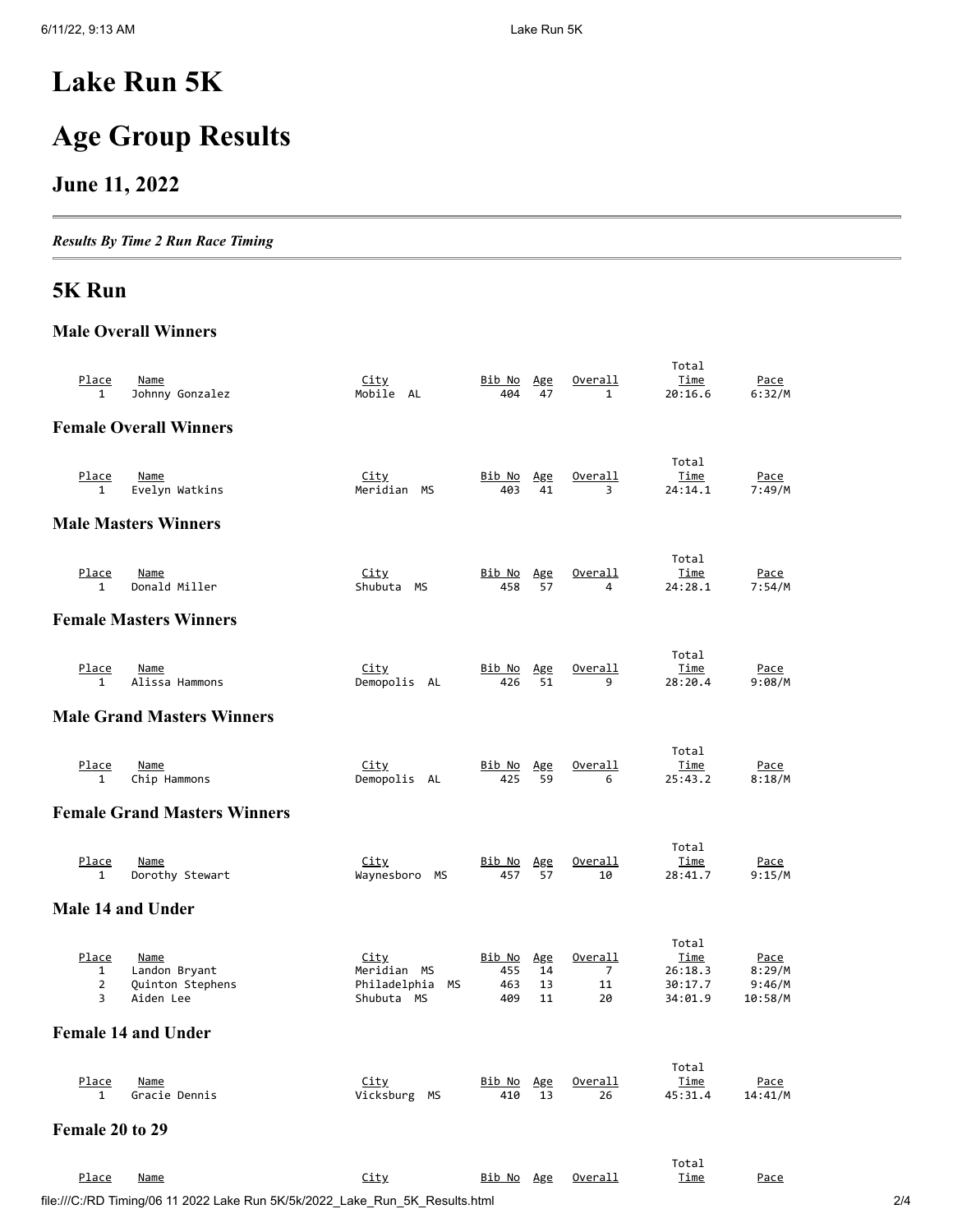# Lake Run 5K

# Age Group Results

## June 11, 2022

*Results By Time 2 Run Race Timing*

## 5K Run

### Male Overall Winners

| Place | Name | City | Bib No | Age | Overall | Total Time | Pace |
|---|---|---|---|---|---|---|---|
| 1 | Johnny Gonzalez | Mobile AL | 404 | 47 | 1 | 20:16.6 | 6:32/M |

### Female Overall Winners

| Place | Name | City | Bib No | Age | Overall | Total Time | Pace |
|---|---|---|---|---|---|---|---|
| 1 | Evelyn Watkins | Meridian MS | 403 | 41 | 3 | 24:14.1 | 7:49/M |

### Male Masters Winners

| Place | Name | City | Bib No | Age | Overall | Total Time | Pace |
|---|---|---|---|---|---|---|---|
| 1 | Donald Miller | Shubuta MS | 458 | 57 | 4 | 24:28.1 | 7:54/M |

### Female Masters Winners

| Place | Name | City | Bib No | Age | Overall | Total Time | Pace |
|---|---|---|---|---|---|---|---|
| 1 | Alissa Hammons | Demopolis AL | 426 | 51 | 9 | 28:20.4 | 9:08/M |

### Male Grand Masters Winners

| Place | Name | City | Bib No | Age | Overall | Total Time | Pace |
|---|---|---|---|---|---|---|---|
| 1 | Chip Hammons | Demopolis AL | 425 | 59 | 6 | 25:43.2 | 8:18/M |

### Female Grand Masters Winners

| Place | Name | City | Bib No | Age | Overall | Total Time | Pace |
|---|---|---|---|---|---|---|---|
| 1 | Dorothy Stewart | Waynesboro MS | 457 | 57 | 10 | 28:41.7 | 9:15/M |

### Male 14 and Under

| Place | Name | City | Bib No | Age | Overall | Total Time | Pace |
|---|---|---|---|---|---|---|---|
| 1 | Landon Bryant | Meridian MS | 455 | 14 | 7 | 26:18.3 | 8:29/M |
| 2 | Quinton Stephens | Philadelphia MS | 463 | 13 | 11 | 30:17.7 | 9:46/M |
| 3 | Aiden Lee | Shubuta MS | 409 | 11 | 20 | 34:01.9 | 10:58/M |

### Female 14 and Under

| Place | Name | City | Bib No | Age | Overall | Total Time | Pace |
|---|---|---|---|---|---|---|---|
| 1 | Gracie Dennis | Vicksburg MS | 410 | 13 | 26 | 45:31.4 | 14:41/M |

### Female 20 to 29

| Place | Name | City | Bib No | Age | Overall | Total Time | Pace |
|---|---|---|---|---|---|---|---|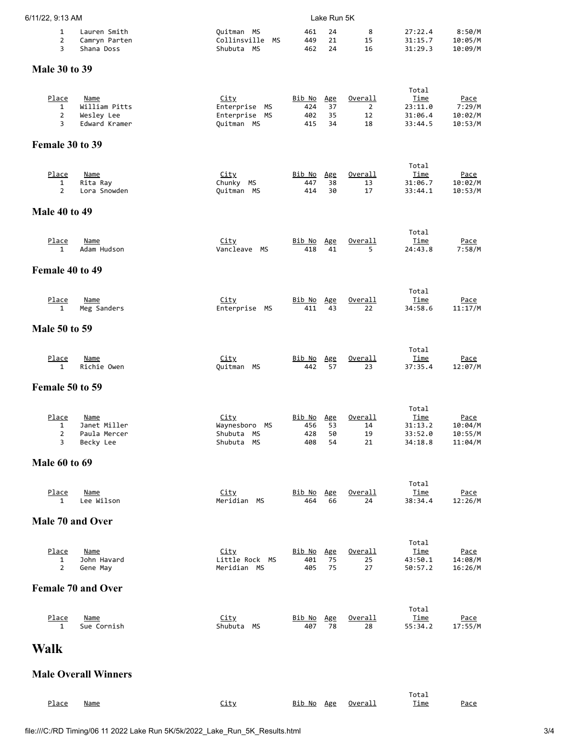| Place | Name | City | Bib No | Age | Overall | Total Time | Pace |
|---|---|---|---|---|---|---|---|
| 1 | Lauren Smith | Quitman MS | 461 | 24 | 8 | 27:22.4 | 8:50/M |
| 2 | Camryn Parten | Collinsville MS | 449 | 21 | 15 | 31:15.7 | 10:05/M |
| 3 | Shana Doss | Shubuta MS | 462 | 24 | 16 | 31:29.3 | 10:09/M |

### Male 30 to 39

| Place | Name | City | Bib No | Age | Overall | Total Time | Pace |
|---|---|---|---|---|---|---|---|
| 1 | William Pitts | Enterprise MS | 424 | 37 | 2 | 23:11.0 | 7:29/M |
| 2 | Wesley Lee | Enterprise MS | 402 | 35 | 12 | 31:06.4 | 10:02/M |
| 3 | Edward Kramer | Quitman MS | 415 | 34 | 18 | 33:44.5 | 10:53/M |

### Female 30 to 39

| Place | Name | City | Bib No | Age | Overall | Total Time | Pace |
|---|---|---|---|---|---|---|---|
| 1 | Rita Ray | Chunky MS | 447 | 38 | 13 | 31:06.7 | 10:02/M |
| 2 | Lora Snowden | Quitman MS | 414 | 30 | 17 | 33:44.1 | 10:53/M |

### Male 40 to 49

| Place | Name | City | Bib No | Age | Overall | Total Time | Pace |
|---|---|---|---|---|---|---|---|
| 1 | Adam Hudson | Vancleave MS | 418 | 41 | 5 | 24:43.8 | 7:58/M |

### Female 40 to 49

| Place | Name | City | Bib No | Age | Overall | Total Time | Pace |
|---|---|---|---|---|---|---|---|
| 1 | Meg Sanders | Enterprise MS | 411 | 43 | 22 | 34:58.6 | 11:17/M |

### Male 50 to 59

| Place | Name | City | Bib No | Age | Overall | Total Time | Pace |
|---|---|---|---|---|---|---|---|
| 1 | Richie Owen | Quitman MS | 442 | 57 | 23 | 37:35.4 | 12:07/M |

### Female 50 to 59

| Place | Name | City | Bib No | Age | Overall | Total Time | Pace |
|---|---|---|---|---|---|---|---|
| 1 | Janet Miller | Waynesboro MS | 456 | 53 | 14 | 31:13.2 | 10:04/M |
| 2 | Paula Mercer | Shubuta MS | 428 | 50 | 19 | 33:52.0 | 10:55/M |
| 3 | Becky Lee | Shubuta MS | 408 | 54 | 21 | 34:18.8 | 11:04/M |

### Male 60 to 69

| Place | Name | City | Bib No | Age | Overall | Total Time | Pace |
|---|---|---|---|---|---|---|---|
| 1 | Lee Wilson | Meridian MS | 464 | 66 | 24 | 38:34.4 | 12:26/M |

### Male 70 and Over

| Place | Name | City | Bib No | Age | Overall | Total Time | Pace |
|---|---|---|---|---|---|---|---|
| 1 | John Havard | Little Rock MS | 401 | 75 | 25 | 43:50.1 | 14:08/M |
| 2 | Gene May | Meridian MS | 405 | 75 | 27 | 50:57.2 | 16:26/M |

### Female 70 and Over

| Place | Name | City | Bib No | Age | Overall | Total Time | Pace |
|---|---|---|---|---|---|---|---|
| 1 | Sue Cornish | Shubuta MS | 407 | 78 | 28 | 55:34.2 | 17:55/M |

## Walk

### Male Overall Winners

| Place | Name | City | Bib No | Age | Overall | Total Time | Pace |
|---|---|---|---|---|---|---|---|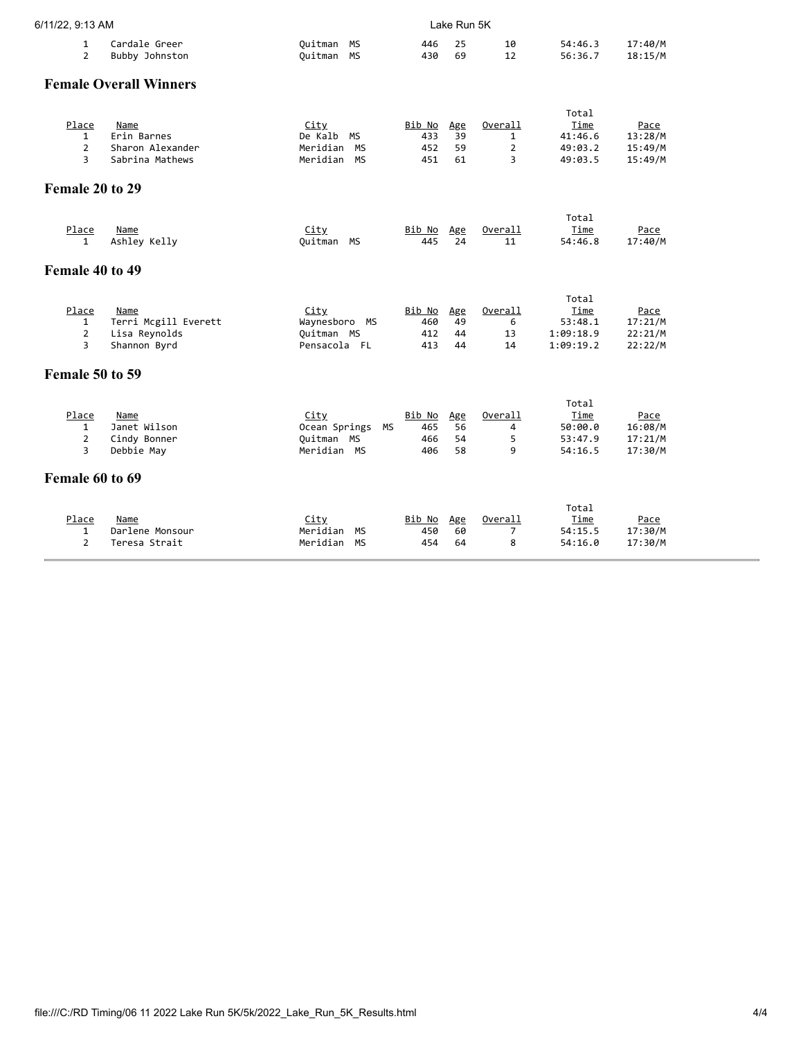| | | | | | | | |
|---|---|---|---|---|---|---|---|
| 1 | Cardale Greer | Quitman MS | 446 | 25 | 10 | 54:46.3 | 17:40/M |
| 2 | Bubby Johnston | Quitman MS | 430 | 69 | 12 | 56:36.7 | 18:15/M |

## Female Overall Winners

| Place | Name | City | Bib No | Age | Overall | Total Time | Pace |
|---|---|---|---|---|---|---|---|
| 1 | Erin Barnes | De Kalb MS | 433 | 39 | 1 | 41:46.6 | 13:28/M |
| 2 | Sharon Alexander | Meridian MS | 452 | 59 | 2 | 49:03.2 | 15:49/M |
| 3 | Sabrina Mathews | Meridian MS | 451 | 61 | 3 | 49:03.5 | 15:49/M |

## Female 20 to 29

| Place | Name | City | Bib No | Age | Overall | Total Time | Pace |
|---|---|---|---|---|---|---|---|
| 1 | Ashley Kelly | Quitman MS | 445 | 24 | 11 | 54:46.8 | 17:40/M |

## Female 40 to 49

| Place | Name | City | Bib No | Age | Overall | Total Time | Pace |
|---|---|---|---|---|---|---|---|
| 1 | Terri Mcgill Everett | Waynesboro MS | 460 | 49 | 6 | 53:48.1 | 17:21/M |
| 2 | Lisa Reynolds | Quitman MS | 412 | 44 | 13 | 1:09:18.9 | 22:21/M |
| 3 | Shannon Byrd | Pensacola FL | 413 | 44 | 14 | 1:09:19.2 | 22:22/M |

## Female 50 to 59

| Place | Name | City | Bib No | Age | Overall | Total Time | Pace |
|---|---|---|---|---|---|---|---|
| 1 | Janet Wilson | Ocean Springs MS | 465 | 56 | 4 | 50:00.0 | 16:08/M |
| 2 | Cindy Bonner | Quitman MS | 466 | 54 | 5 | 53:47.9 | 17:21/M |
| 3 | Debbie May | Meridian MS | 406 | 58 | 9 | 54:16.5 | 17:30/M |

## Female 60 to 69

| Place | Name | City | Bib No | Age | Overall | Total Time | Pace |
|---|---|---|---|---|---|---|---|
| 1 | Darlene Monsour | Meridian MS | 450 | 60 | 7 | 54:15.5 | 17:30/M |
| 2 | Teresa Strait | Meridian MS | 454 | 64 | 8 | 54:16.0 | 17:30/M |